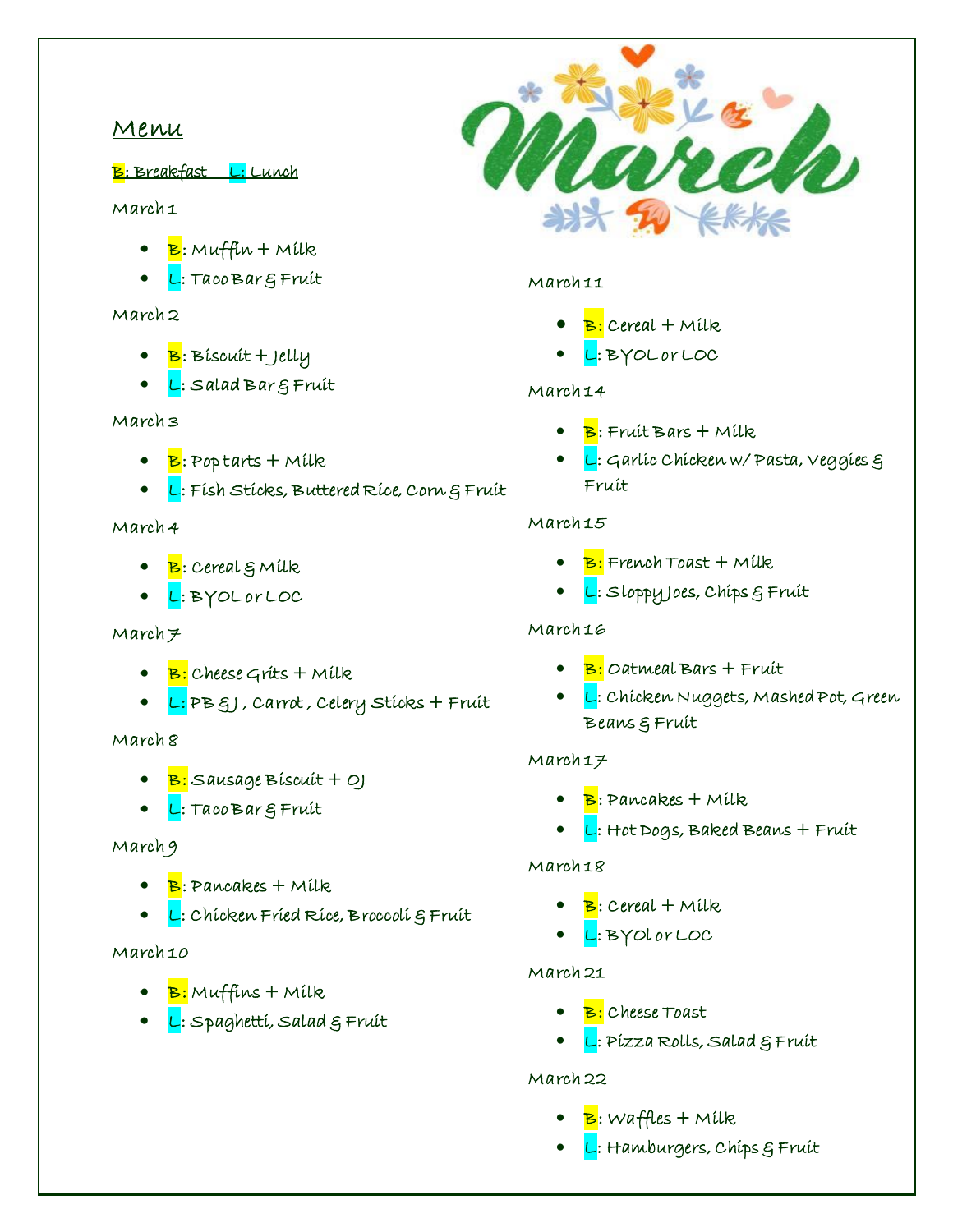# March

## Menu

B: Breakfast L: Lunch

March 1

- B: Muffin + Milk
- L: Taco Bar & Fruit

March 2

- B: Biscuit + Jelly
- L: Salad Bar & Fruit

March 3

- B: Pop tarts + Milk
- L: Fish Sticks, Buttered Rice, Corn & Fruit

March 4

- B: Cereal & Milk
- L: BYOL or LOC

March 7

- B: Cheese Grits + Milk
- L: PB &J , Carrot , Celery Sticks + Fruit

March 8

- B: Sausage Biscuit + OJ
- L: Taco Bar & Fruit

March 9

- B: Pancakes + Milk
- L: Chicken Fried Rice, Broccoli & Fruit

March 10

- B: Muffins + Milk
- L: Spaghetti, Salad & Fruit

March 11

- B: Cereal + Milk
- L: BYOL or LOC

March 14

- B: Fruit Bars + Milk
- L: Garlic Chicken w/ Pasta, Veggies & Fruit

March 15

- B: French Toast + Milk
- L: Sloppy Joes, Chips & Fruit

March 16

- B: Oatmeal Bars + Fruit
- L: Chicken Nuggets, Mashed Pot, Green Beans & Fruit

March 17

- B: Pancakes + Milk
- L: Hot Dogs, Baked Beans + Fruit

March 18

- B: Cereal + Milk
- L: BYOl or LOC

March 21

- B: Cheese Toast
- L: Pizza Rolls, Salad & Fruit

March 22

- B: Waffles + Milk
- L: Hamburgers, Chips & Fruit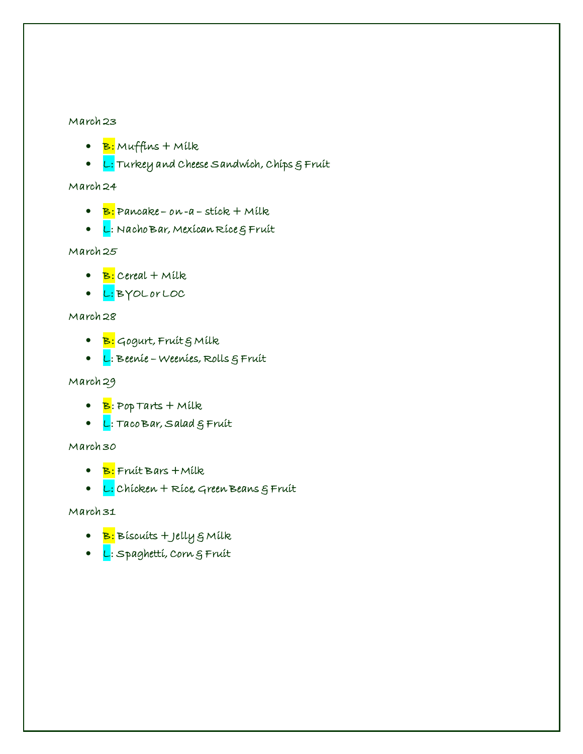March 23

- B: Muffins + Milk
- L: Turkey and Cheese Sandwich, Chips & Fruit

March 24

- B: Pancake – on -a – stick + Milk
- L: Nacho Bar, Mexican Rice & Fruit

March 25

- B: Cereal + Milk
- L: BYOL or LOC

March 28

- B: Gogurt, Fruit & Milk
- L: Beenie – Weenies, Rolls & Fruit

March 29

- B: Pop Tarts + Milk
- L: Taco Bar, Salad & Fruit

March 30

- B: Fruit Bars + Milk
- L: Chicken + Rice, Green Beans & Fruit

March 31

- B: Biscuits + Jelly & Milk
- L: Spaghetti, Corn & Fruit